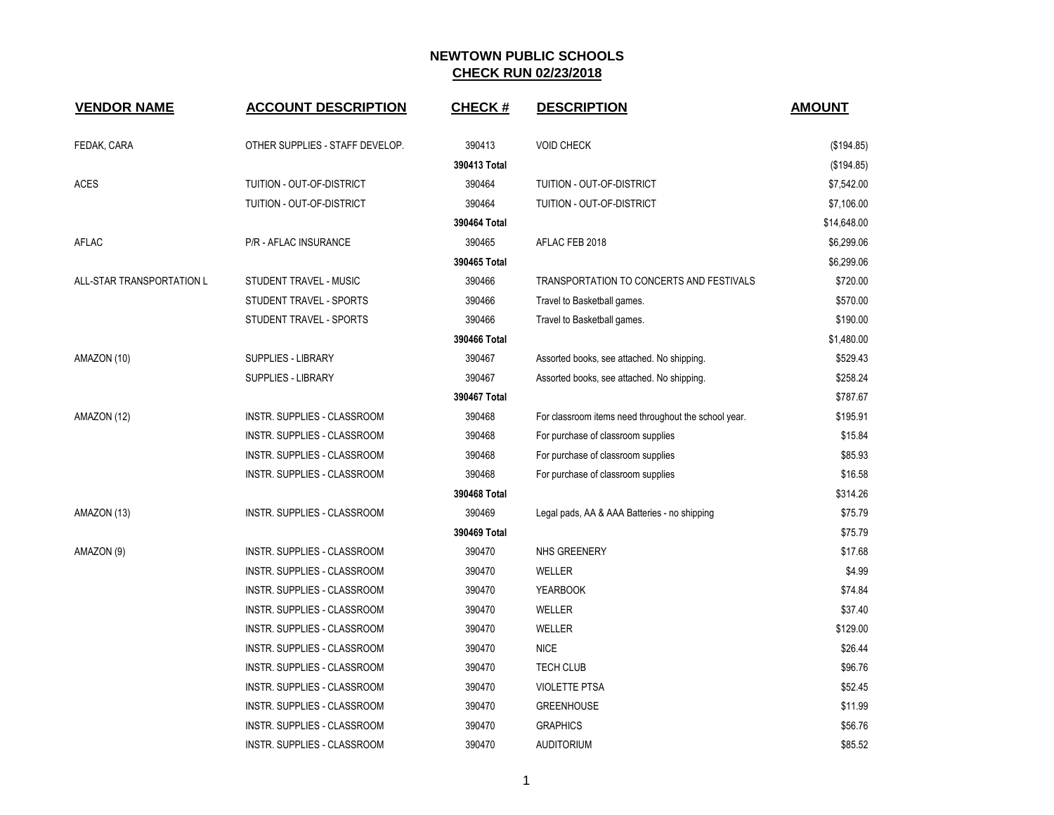# NEWTOWN PUBLIC SCHOOLS
## CHECK RUN 02/23/2018

| VENDOR NAME | ACCOUNT DESCRIPTION | CHECK # | DESCRIPTION | AMOUNT |
|---|---|---|---|---|
| FEDAK, CARA | OTHER SUPPLIES - STAFF DEVELOP. | 390413 | VOID CHECK | ($194.85) |
| | | **390413 Total** | | ($194.85) |
| ACES | TUITION - OUT-OF-DISTRICT | 390464 | TUITION - OUT-OF-DISTRICT | $7,542.00 |
| | TUITION - OUT-OF-DISTRICT | 390464 | TUITION - OUT-OF-DISTRICT | $7,106.00 |
| | | **390464 Total** | | $14,648.00 |
| AFLAC | P/R - AFLAC INSURANCE | 390465 | AFLAC FEB 2018 | $6,299.06 |
| | | **390465 Total** | | $6,299.06 |
| ALL-STAR TRANSPORTATION L | STUDENT TRAVEL - MUSIC | 390466 | TRANSPORTATION TO CONCERTS AND FESTIVALS | $720.00 |
| | STUDENT TRAVEL - SPORTS | 390466 | Travel to Basketball games. | $570.00 |
| | STUDENT TRAVEL - SPORTS | 390466 | Travel to Basketball games. | $190.00 |
| | | **390466 Total** | | $1,480.00 |
| AMAZON (10) | SUPPLIES - LIBRARY | 390467 | Assorted books, see attached. No shipping. | $529.43 |
| | SUPPLIES - LIBRARY | 390467 | Assorted books, see attached. No shipping. | $258.24 |
| | | **390467 Total** | | $787.67 |
| AMAZON (12) | INSTR. SUPPLIES - CLASSROOM | 390468 | For classroom items need throughout the school year. | $195.91 |
| | INSTR. SUPPLIES - CLASSROOM | 390468 | For purchase of classroom supplies | $15.84 |
| | INSTR. SUPPLIES - CLASSROOM | 390468 | For purchase of classroom supplies | $85.93 |
| | INSTR. SUPPLIES - CLASSROOM | 390468 | For purchase of classroom supplies | $16.58 |
| | | **390468 Total** | | $314.26 |
| AMAZON (13) | INSTR. SUPPLIES - CLASSROOM | 390469 | Legal pads, AA & AAA Batteries - no shipping | $75.79 |
| | | **390469 Total** | | $75.79 |
| AMAZON (9) | INSTR. SUPPLIES - CLASSROOM | 390470 | NHS GREENERY | $17.68 |
| | INSTR. SUPPLIES - CLASSROOM | 390470 | WELLER | $4.99 |
| | INSTR. SUPPLIES - CLASSROOM | 390470 | YEARBOOK | $74.84 |
| | INSTR. SUPPLIES - CLASSROOM | 390470 | WELLER | $37.40 |
| | INSTR. SUPPLIES - CLASSROOM | 390470 | WELLER | $129.00 |
| | INSTR. SUPPLIES - CLASSROOM | 390470 | NICE | $26.44 |
| | INSTR. SUPPLIES - CLASSROOM | 390470 | TECH CLUB | $96.76 |
| | INSTR. SUPPLIES - CLASSROOM | 390470 | VIOLETTE PTSA | $52.45 |
| | INSTR. SUPPLIES - CLASSROOM | 390470 | GREENHOUSE | $11.99 |
| | INSTR. SUPPLIES - CLASSROOM | 390470 | GRAPHICS | $56.76 |
| | INSTR. SUPPLIES - CLASSROOM | 390470 | AUDITORIUM | $85.52 |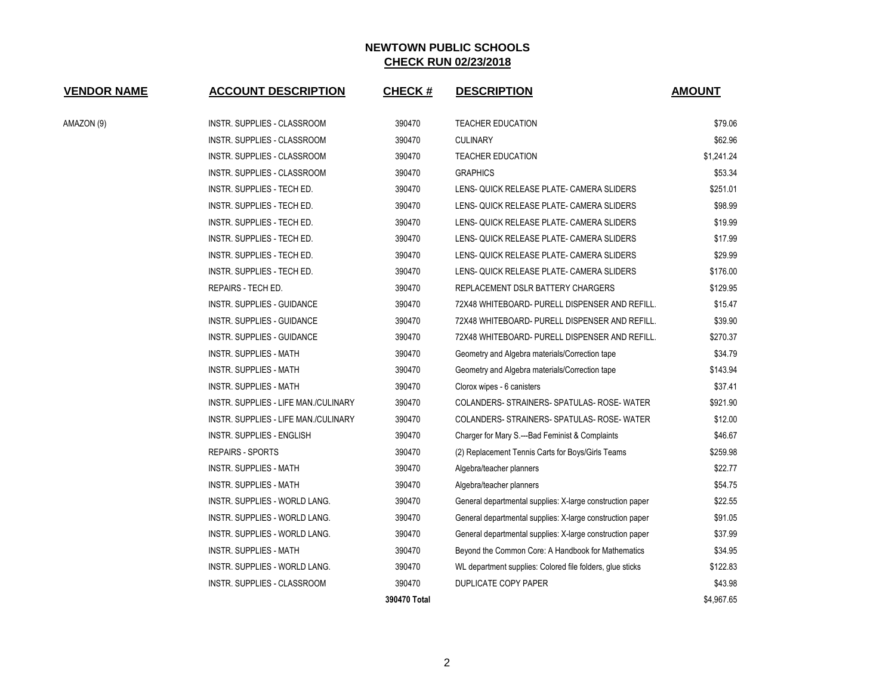# NEWTOWN PUBLIC SCHOOLS
## CHECK RUN 02/23/2018

| VENDOR NAME | ACCOUNT DESCRIPTION | CHECK # | DESCRIPTION | AMOUNT |
|---|---|---|---|---|
| AMAZON (9) | INSTR. SUPPLIES - CLASSROOM | 390470 | TEACHER EDUCATION | $79.06 |
| | INSTR. SUPPLIES - CLASSROOM | 390470 | CULINARY | $62.96 |
| | INSTR. SUPPLIES - CLASSROOM | 390470 | TEACHER EDUCATION | $1,241.24 |
| | INSTR. SUPPLIES - CLASSROOM | 390470 | GRAPHICS | $53.34 |
| | INSTR. SUPPLIES - TECH ED. | 390470 | LENS- QUICK RELEASE PLATE- CAMERA SLIDERS | $251.01 |
| | INSTR. SUPPLIES - TECH ED. | 390470 | LENS- QUICK RELEASE PLATE- CAMERA SLIDERS | $98.99 |
| | INSTR. SUPPLIES - TECH ED. | 390470 | LENS- QUICK RELEASE PLATE- CAMERA SLIDERS | $19.99 |
| | INSTR. SUPPLIES - TECH ED. | 390470 | LENS- QUICK RELEASE PLATE- CAMERA SLIDERS | $17.99 |
| | INSTR. SUPPLIES - TECH ED. | 390470 | LENS- QUICK RELEASE PLATE- CAMERA SLIDERS | $29.99 |
| | INSTR. SUPPLIES - TECH ED. | 390470 | LENS- QUICK RELEASE PLATE- CAMERA SLIDERS | $176.00 |
| | REPAIRS - TECH ED. | 390470 | REPLACEMENT DSLR BATTERY CHARGERS | $129.95 |
| | INSTR. SUPPLIES - GUIDANCE | 390470 | 72X48 WHITEBOARD- PURELL DISPENSER AND REFILL. | $15.47 |
| | INSTR. SUPPLIES - GUIDANCE | 390470 | 72X48 WHITEBOARD- PURELL DISPENSER AND REFILL. | $39.90 |
| | INSTR. SUPPLIES - GUIDANCE | 390470 | 72X48 WHITEBOARD- PURELL DISPENSER AND REFILL. | $270.37 |
| | INSTR. SUPPLIES - MATH | 390470 | Geometry and Algebra materials/Correction tape | $34.79 |
| | INSTR. SUPPLIES - MATH | 390470 | Geometry and Algebra materials/Correction tape | $143.94 |
| | INSTR. SUPPLIES - MATH | 390470 | Clorox wipes - 6 canisters | $37.41 |
| | INSTR. SUPPLIES - LIFE MAN./CULINARY | 390470 | COLANDERS- STRAINERS- SPATULAS- ROSE- WATER | $921.90 |
| | INSTR. SUPPLIES - LIFE MAN./CULINARY | 390470 | COLANDERS- STRAINERS- SPATULAS- ROSE- WATER | $12.00 |
| | INSTR. SUPPLIES - ENGLISH | 390470 | Charger for Mary S.---Bad Feminist & Complaints | $46.67 |
| | REPAIRS - SPORTS | 390470 | (2) Replacement Tennis Carts for Boys/Girls Teams | $259.98 |
| | INSTR. SUPPLIES - MATH | 390470 | Algebra/teacher planners | $22.77 |
| | INSTR. SUPPLIES - MATH | 390470 | Algebra/teacher planners | $54.75 |
| | INSTR. SUPPLIES - WORLD LANG. | 390470 | General departmental supplies: X-large construction paper | $22.55 |
| | INSTR. SUPPLIES - WORLD LANG. | 390470 | General departmental supplies: X-large construction paper | $91.05 |
| | INSTR. SUPPLIES - WORLD LANG. | 390470 | General departmental supplies: X-large construction paper | $37.99 |
| | INSTR. SUPPLIES - MATH | 390470 | Beyond the Common Core: A Handbook for Mathematics | $34.95 |
| | INSTR. SUPPLIES - WORLD LANG. | 390470 | WL department supplies: Colored file folders, glue sticks | $122.83 |
| | INSTR. SUPPLIES - CLASSROOM | 390470 | DUPLICATE COPY PAPER | $43.98 |
| | | **390470 Total** | | $4,967.65 |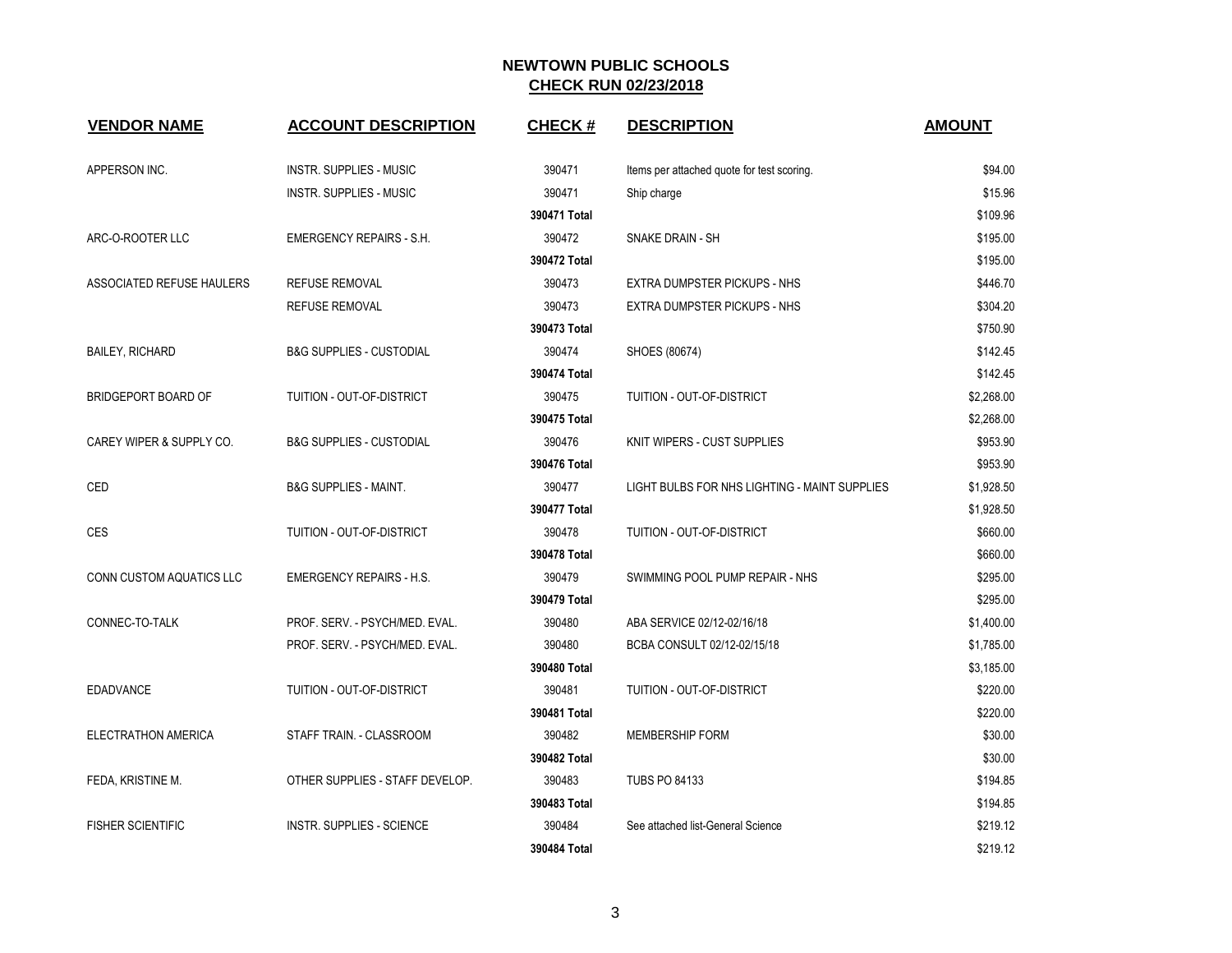## NEWTOWN PUBLIC SCHOOLS
## CHECK RUN 02/23/2018

| VENDOR NAME | ACCOUNT DESCRIPTION | CHECK # | DESCRIPTION | AMOUNT |
|---|---|---|---|---|
| APPERSON INC. | INSTR. SUPPLIES - MUSIC | 390471 | Items per attached quote for test scoring. | $94.00 |
| | INSTR. SUPPLIES - MUSIC | 390471 | Ship charge | $15.96 |
| | | **390471 Total** | | $109.96 |
| ARC-O-ROOTER LLC | EMERGENCY REPAIRS - S.H. | 390472 | SNAKE DRAIN - SH | $195.00 |
| | | **390472 Total** | | $195.00 |
| ASSOCIATED REFUSE HAULERS | REFUSE REMOVAL | 390473 | EXTRA DUMPSTER PICKUPS - NHS | $446.70 |
| | REFUSE REMOVAL | 390473 | EXTRA DUMPSTER PICKUPS - NHS | $304.20 |
| | | **390473 Total** | | $750.90 |
| BAILEY, RICHARD | B&G SUPPLIES - CUSTODIAL | 390474 | SHOES (80674) | $142.45 |
| | | **390474 Total** | | $142.45 |
| BRIDGEPORT BOARD OF | TUITION - OUT-OF-DISTRICT | 390475 | TUITION - OUT-OF-DISTRICT | $2,268.00 |
| | | **390475 Total** | | $2,268.00 |
| CAREY WIPER & SUPPLY CO. | B&G SUPPLIES - CUSTODIAL | 390476 | KNIT WIPERS - CUST SUPPLIES | $953.90 |
| | | **390476 Total** | | $953.90 |
| CED | B&G SUPPLIES - MAINT. | 390477 | LIGHT BULBS FOR NHS LIGHTING - MAINT SUPPLIES | $1,928.50 |
| | | **390477 Total** | | $1,928.50 |
| CES | TUITION - OUT-OF-DISTRICT | 390478 | TUITION - OUT-OF-DISTRICT | $660.00 |
| | | **390478 Total** | | $660.00 |
| CONN CUSTOM AQUATICS LLC | EMERGENCY REPAIRS - H.S. | 390479 | SWIMMING POOL PUMP REPAIR - NHS | $295.00 |
| | | **390479 Total** | | $295.00 |
| CONNEC-TO-TALK | PROF. SERV. - PSYCH/MED. EVAL. | 390480 | ABA SERVICE 02/12-02/16/18 | $1,400.00 |
| | PROF. SERV. - PSYCH/MED. EVAL. | 390480 | BCBA CONSULT 02/12-02/15/18 | $1,785.00 |
| | | **390480 Total** | | $3,185.00 |
| EDADVANCE | TUITION - OUT-OF-DISTRICT | 390481 | TUITION - OUT-OF-DISTRICT | $220.00 |
| | | **390481 Total** | | $220.00 |
| ELECTRATHON AMERICA | STAFF TRAIN. - CLASSROOM | 390482 | MEMBERSHIP FORM | $30.00 |
| | | **390482 Total** | | $30.00 |
| FEDA, KRISTINE M. | OTHER SUPPLIES - STAFF DEVELOP. | 390483 | TUBS PO 84133 | $194.85 |
| | | **390483 Total** | | $194.85 |
| FISHER SCIENTIFIC | INSTR. SUPPLIES - SCIENCE | 390484 | See attached list-General Science | $219.12 |
| | | **390484 Total** | | $219.12 |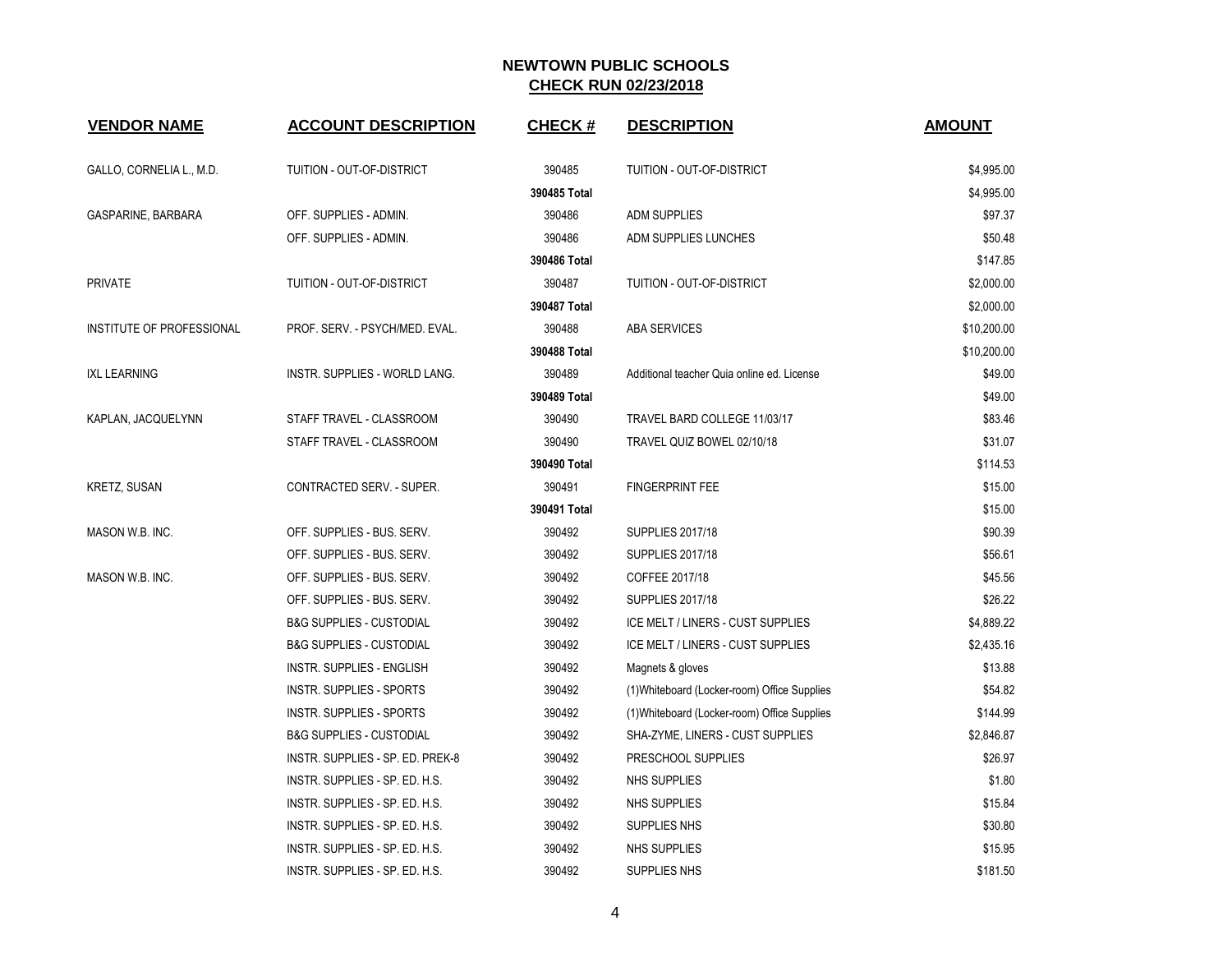# NEWTOWN PUBLIC SCHOOLS
## CHECK RUN 02/23/2018

| VENDOR NAME | ACCOUNT DESCRIPTION | CHECK # | DESCRIPTION | AMOUNT |
|---|---|---|---|---|
| GALLO, CORNELIA L., M.D. | TUITION - OUT-OF-DISTRICT | 390485 | TUITION - OUT-OF-DISTRICT | $4,995.00 |
| | | **390485 Total** | | $4,995.00 |
| GASPARINE, BARBARA | OFF. SUPPLIES - ADMIN. | 390486 | ADM SUPPLIES | $97.37 |
| | OFF. SUPPLIES - ADMIN. | 390486 | ADM SUPPLIES LUNCHES | $50.48 |
| | | **390486 Total** | | $147.85 |
| PRIVATE | TUITION - OUT-OF-DISTRICT | 390487 | TUITION - OUT-OF-DISTRICT | $2,000.00 |
| | | **390487 Total** | | $2,000.00 |
| INSTITUTE OF PROFESSIONAL | PROF. SERV. - PSYCH/MED. EVAL. | 390488 | ABA SERVICES | $10,200.00 |
| | | **390488 Total** | | $10,200.00 |
| IXL LEARNING | INSTR. SUPPLIES - WORLD LANG. | 390489 | Additional teacher Quia online ed. License | $49.00 |
| | | **390489 Total** | | $49.00 |
| KAPLAN, JACQUELYNN | STAFF TRAVEL - CLASSROOM | 390490 | TRAVEL BARD COLLEGE 11/03/17 | $83.46 |
| | STAFF TRAVEL - CLASSROOM | 390490 | TRAVEL QUIZ BOWEL 02/10/18 | $31.07 |
| | | **390490 Total** | | $114.53 |
| KRETZ, SUSAN | CONTRACTED SERV. - SUPER. | 390491 | FINGERPRINT FEE | $15.00 |
| | | **390491 Total** | | $15.00 |
| MASON W.B. INC. | OFF. SUPPLIES - BUS. SERV. | 390492 | SUPPLIES 2017/18 | $90.39 |
| | OFF. SUPPLIES - BUS. SERV. | 390492 | SUPPLIES 2017/18 | $56.61 |
| MASON W.B. INC. | OFF. SUPPLIES - BUS. SERV. | 390492 | COFFEE 2017/18 | $45.56 |
| | OFF. SUPPLIES - BUS. SERV. | 390492 | SUPPLIES 2017/18 | $26.22 |
| | B&G SUPPLIES - CUSTODIAL | 390492 | ICE MELT / LINERS - CUST SUPPLIES | $4,889.22 |
| | B&G SUPPLIES - CUSTODIAL | 390492 | ICE MELT / LINERS - CUST SUPPLIES | $2,435.16 |
| | INSTR. SUPPLIES - ENGLISH | 390492 | Magnets & gloves | $13.88 |
| | INSTR. SUPPLIES - SPORTS | 390492 | (1)Whiteboard (Locker-room) Office Supplies | $54.82 |
| | INSTR. SUPPLIES - SPORTS | 390492 | (1)Whiteboard (Locker-room) Office Supplies | $144.99 |
| | B&G SUPPLIES - CUSTODIAL | 390492 | SHA-ZYME, LINERS - CUST SUPPLIES | $2,846.87 |
| | INSTR. SUPPLIES - SP. ED. PREK-8 | 390492 | PRESCHOOL SUPPLIES | $26.97 |
| | INSTR. SUPPLIES - SP. ED. H.S. | 390492 | NHS SUPPLIES | $1.80 |
| | INSTR. SUPPLIES - SP. ED. H.S. | 390492 | NHS SUPPLIES | $15.84 |
| | INSTR. SUPPLIES - SP. ED. H.S. | 390492 | SUPPLIES NHS | $30.80 |
| | INSTR. SUPPLIES - SP. ED. H.S. | 390492 | NHS SUPPLIES | $15.95 |
| | INSTR. SUPPLIES - SP. ED. H.S. | 390492 | SUPPLIES NHS | $181.50 |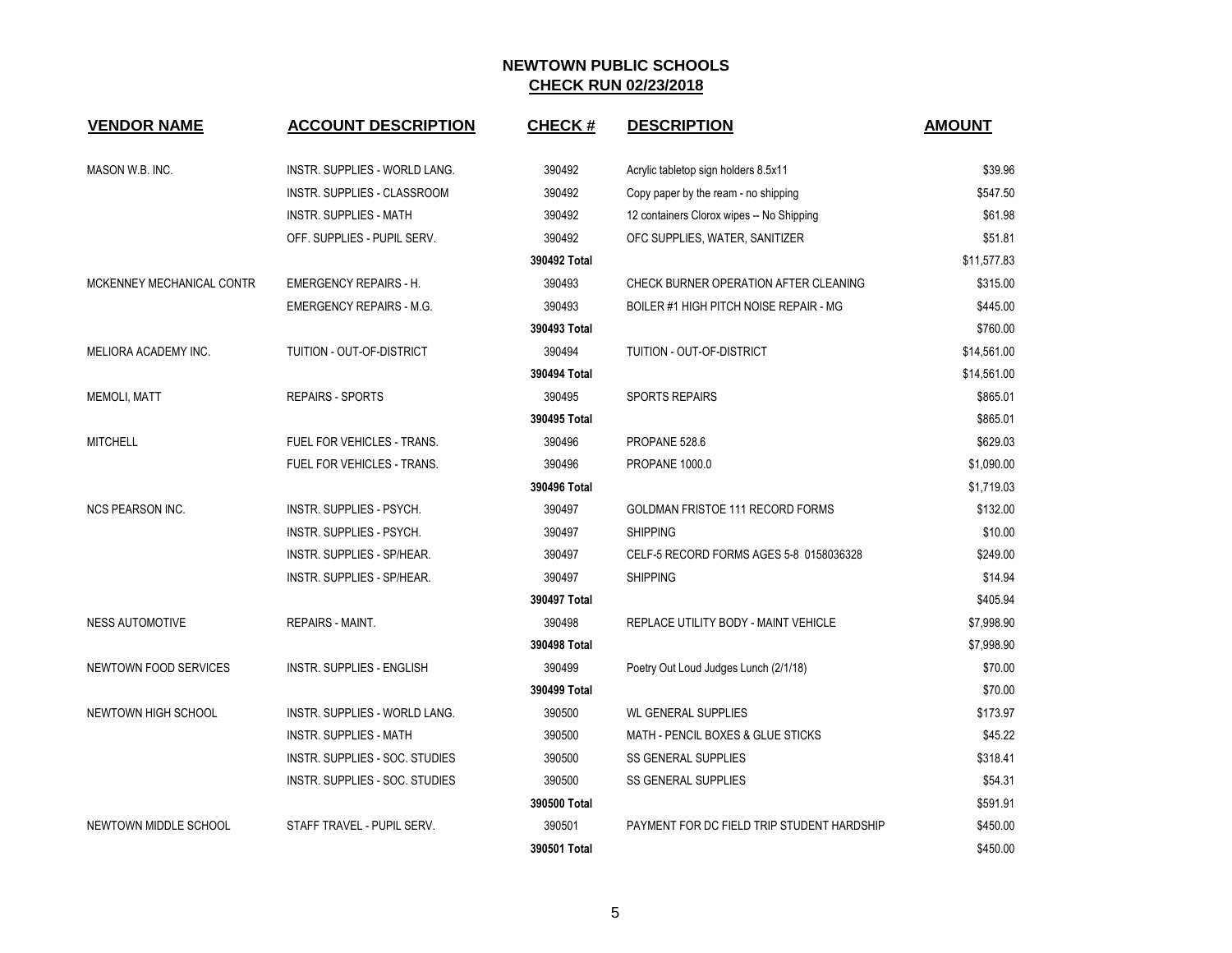## NEWTOWN PUBLIC SCHOOLS
## CHECK RUN 02/23/2018

| VENDOR NAME | ACCOUNT DESCRIPTION | CHECK # | DESCRIPTION | AMOUNT |
|---|---|---|---|---|
| MASON W.B. INC. | INSTR. SUPPLIES - WORLD LANG. | 390492 | Acrylic tabletop sign holders 8.5x11 | $39.96 |
| | INSTR. SUPPLIES - CLASSROOM | 390492 | Copy paper by the ream - no shipping | $547.50 |
| | INSTR. SUPPLIES - MATH | 390492 | 12 containers Clorox wipes -- No Shipping | $61.98 |
| | OFF. SUPPLIES - PUPIL SERV. | 390492 | OFC SUPPLIES, WATER, SANITIZER | $51.81 |
| | | 390492 Total | | $11,577.83 |
| MCKENNEY MECHANICAL CONTR | EMERGENCY REPAIRS - H. | 390493 | CHECK BURNER OPERATION AFTER CLEANING | $315.00 |
| | EMERGENCY REPAIRS - M.G. | 390493 | BOILER #1 HIGH PITCH NOISE REPAIR - MG | $445.00 |
| | | 390493 Total | | $760.00 |
| MELIORA ACADEMY INC. | TUITION - OUT-OF-DISTRICT | 390494 | TUITION - OUT-OF-DISTRICT | $14,561.00 |
| | | 390494 Total | | $14,561.00 |
| MEMOLI, MATT | REPAIRS - SPORTS | 390495 | SPORTS REPAIRS | $865.01 |
| | | 390495 Total | | $865.01 |
| MITCHELL | FUEL FOR VEHICLES - TRANS. | 390496 | PROPANE 528.6 | $629.03 |
| | FUEL FOR VEHICLES - TRANS. | 390496 | PROPANE 1000.0 | $1,090.00 |
| | | 390496 Total | | $1,719.03 |
| NCS PEARSON INC. | INSTR. SUPPLIES - PSYCH. | 390497 | GOLDMAN FRISTOE 111 RECORD FORMS | $132.00 |
| | INSTR. SUPPLIES - PSYCH. | 390497 | SHIPPING | $10.00 |
| | INSTR. SUPPLIES - SP/HEAR. | 390497 | CELF-5 RECORD FORMS AGES 5-8 0158036328 | $249.00 |
| | INSTR. SUPPLIES - SP/HEAR. | 390497 | SHIPPING | $14.94 |
| | | 390497 Total | | $405.94 |
| NESS AUTOMOTIVE | REPAIRS - MAINT. | 390498 | REPLACE UTILITY BODY - MAINT VEHICLE | $7,998.90 |
| | | 390498 Total | | $7,998.90 |
| NEWTOWN FOOD SERVICES | INSTR. SUPPLIES - ENGLISH | 390499 | Poetry Out Loud Judges Lunch (2/1/18) | $70.00 |
| | | 390499 Total | | $70.00 |
| NEWTOWN HIGH SCHOOL | INSTR. SUPPLIES - WORLD LANG. | 390500 | WL GENERAL SUPPLIES | $173.97 |
| | INSTR. SUPPLIES - MATH | 390500 | MATH - PENCIL BOXES & GLUE STICKS | $45.22 |
| | INSTR. SUPPLIES - SOC. STUDIES | 390500 | SS GENERAL SUPPLIES | $318.41 |
| | INSTR. SUPPLIES - SOC. STUDIES | 390500 | SS GENERAL SUPPLIES | $54.31 |
| | | 390500 Total | | $591.91 |
| NEWTOWN MIDDLE SCHOOL | STAFF TRAVEL - PUPIL SERV. | 390501 | PAYMENT FOR DC FIELD TRIP STUDENT HARDSHIP | $450.00 |
| | | 390501 Total | | $450.00 |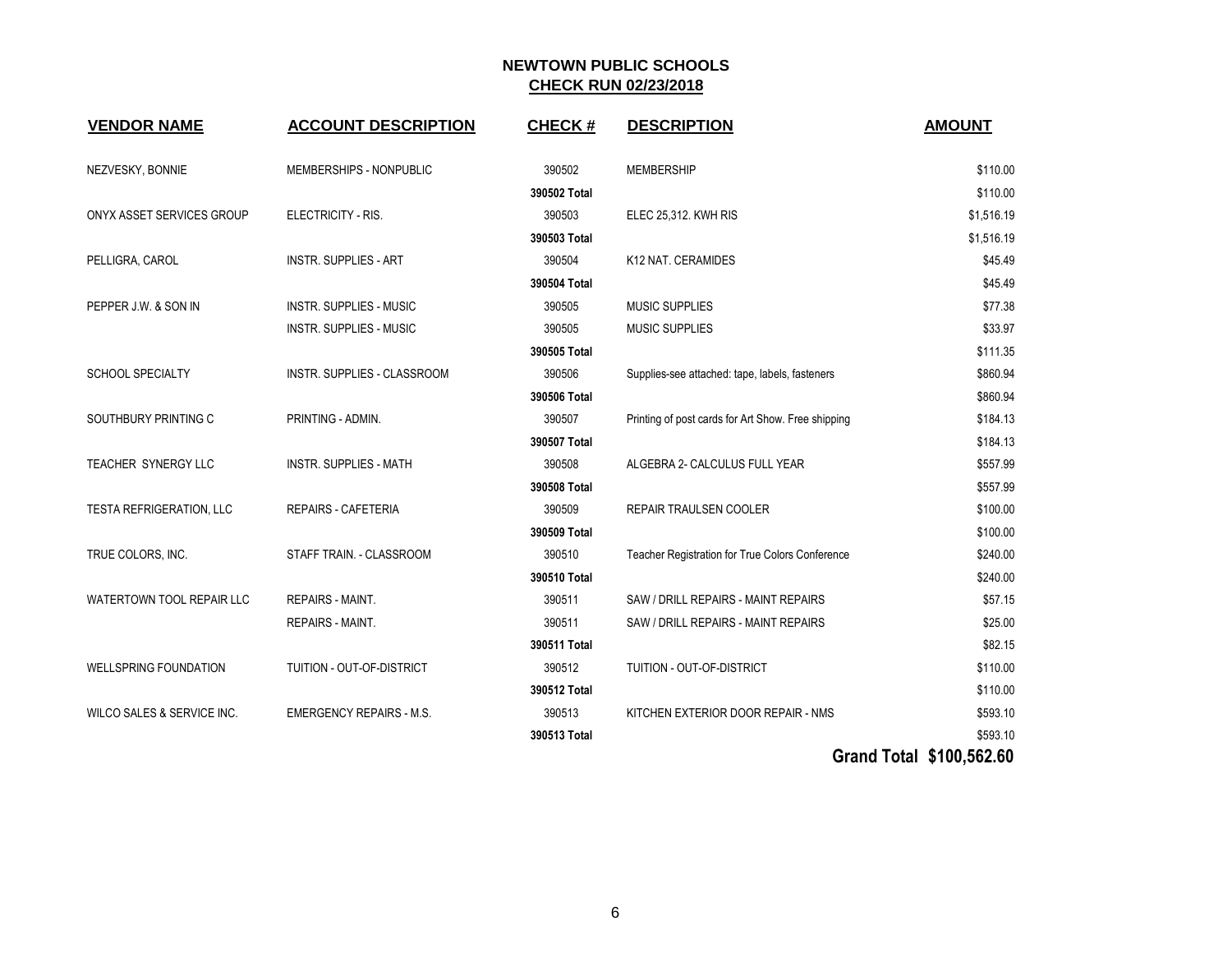# NEWTOWN PUBLIC SCHOOLS

## CHECK RUN 02/23/2018

| VENDOR NAME | ACCOUNT DESCRIPTION | CHECK # | DESCRIPTION | AMOUNT |
|---|---|---|---|---|
| NEZVESKY, BONNIE | MEMBERSHIPS - NONPUBLIC | 390502 | MEMBERSHIP | $110.00 |
| | | 390502 Total | | $110.00 |
| ONYX ASSET SERVICES GROUP | ELECTRICITY - RIS. | 390503 | ELEC 25,312. KWH RIS | $1,516.19 |
| | | 390503 Total | | $1,516.19 |
| PELLIGRA, CAROL | INSTR. SUPPLIES - ART | 390504 | K12 NAT. CERAMIDES | $45.49 |
| | | 390504 Total | | $45.49 |
| PEPPER J.W. & SON IN | INSTR. SUPPLIES - MUSIC | 390505 | MUSIC SUPPLIES | $77.38 |
| | INSTR. SUPPLIES - MUSIC | 390505 | MUSIC SUPPLIES | $33.97 |
| | | 390505 Total | | $111.35 |
| SCHOOL SPECIALTY | INSTR. SUPPLIES - CLASSROOM | 390506 | Supplies-see attached: tape, labels, fasteners | $860.94 |
| | | 390506 Total | | $860.94 |
| SOUTHBURY PRINTING C | PRINTING - ADMIN. | 390507 | Printing of post cards for Art Show. Free shipping | $184.13 |
| | | 390507 Total | | $184.13 |
| TEACHER SYNERGY LLC | INSTR. SUPPLIES - MATH | 390508 | ALGEBRA 2- CALCULUS FULL YEAR | $557.99 |
| | | 390508 Total | | $557.99 |
| TESTA REFRIGERATION, LLC | REPAIRS - CAFETERIA | 390509 | REPAIR TRAULSEN COOLER | $100.00 |
| | | 390509 Total | | $100.00 |
| TRUE COLORS, INC. | STAFF TRAIN. - CLASSROOM | 390510 | Teacher Registration for True Colors Conference | $240.00 |
| | | 390510 Total | | $240.00 |
| WATERTOWN TOOL REPAIR LLC | REPAIRS - MAINT. | 390511 | SAW / DRILL REPAIRS - MAINT REPAIRS | $57.15 |
| | REPAIRS - MAINT. | 390511 | SAW / DRILL REPAIRS - MAINT REPAIRS | $25.00 |
| | | 390511 Total | | $82.15 |
| WELLSPRING FOUNDATION | TUITION - OUT-OF-DISTRICT | 390512 | TUITION - OUT-OF-DISTRICT | $110.00 |
| | | 390512 Total | | $110.00 |
| WILCO SALES & SERVICE INC. | EMERGENCY REPAIRS - M.S. | 390513 | KITCHEN EXTERIOR DOOR REPAIR - NMS | $593.10 |
| | | 390513 Total | | $593.10 |
| | | | **Grand Total** | **$100,562.60** |